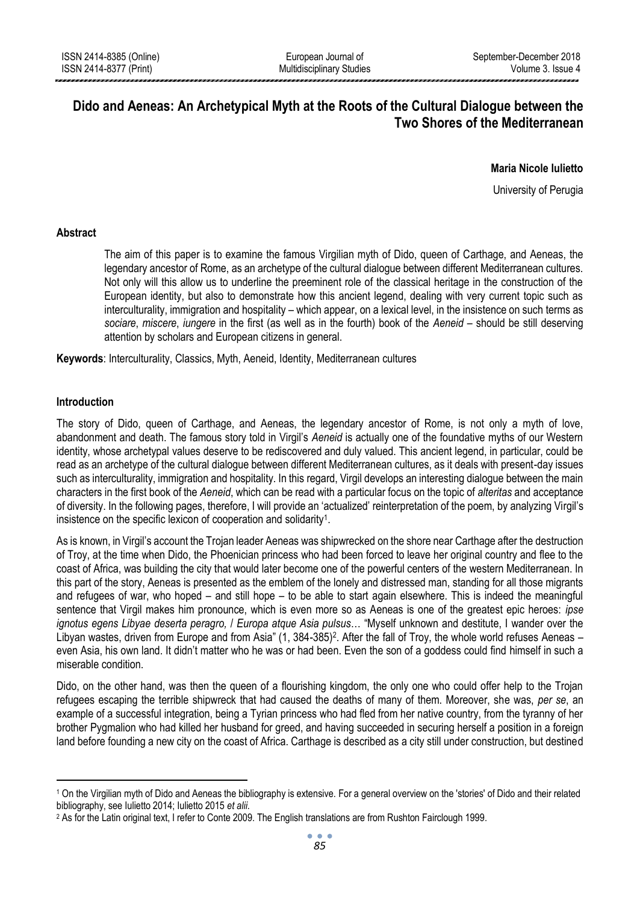# Dido and Aeneas: An Archetypical Myth at the Roots of the Cultural Dialogue between the Two Shores of the Mediterranean

**Maria Nicole Iulietto**

University of Perugia

## Abstract

The aim of this paper is to examine the famous Virgilian myth of Dido, queen of Carthage, and Aeneas, the legendary ancestor of Rome, as an archetype of the cultural dialogue between different Mediterranean cultures. Not only will this allow us to underline the preeminent role of the classical heritage in the construction of the European identity, but also to demonstrate how this ancient legend, dealing with very current topic such as interculturality, immigration and hospitality – which appear, on a lexical level, in the insistence on such terms as *sociare*, *miscere*, *iungere* in the first (as well as in the fourth) book of the *Aeneid* – should be still deserving attention by scholars and European citizens in general.

**Keywords**: Interculturality, Classics, Myth, Aeneid, Identity, Mediterranean cultures

## Introduction

The story of Dido, queen of Carthage, and Aeneas, the legendary ancestor of Rome, is not only a myth of love, abandonment and death. The famous story told in Virgil's *Aeneid* is actually one of the foundative myths of our Western identity, whose archetypal values deserve to be rediscovered and duly valued. This ancient legend, in particular, could be read as an archetype of the cultural dialogue between different Mediterranean cultures, as it deals with present-day issues such as interculturality, immigration and hospitality. In this regard, Virgil develops an interesting dialogue between the main characters in the first book of the *Aeneid*, which can be read with a particular focus on the topic of *alteritas* and acceptance of diversity. In the following pages, therefore, I will provide an 'actualized' reinterpretation of the poem, by analyzing Virgil's insistence on the specific lexicon of cooperation and solidarity[1].

As is known, in Virgil's account the Trojan leader Aeneas was shipwrecked on the shore near Carthage after the destruction of Troy, at the time when Dido, the Phoenician princess who had been forced to leave her original country and flee to the coast of Africa, was building the city that would later become one of the powerful centers of the western Mediterranean. In this part of the story, Aeneas is presented as the emblem of the lonely and distressed man, standing for all those migrants and refugees of war, who hoped – and still hope – to be able to start again elsewhere. This is indeed the meaningful sentence that Virgil makes him pronounce, which is even more so as Aeneas is one of the greatest epic heroes: *ipse ignotus egens Libyae deserta peragro, / Europa atque Asia pulsus*… "Myself unknown and destitute, I wander over the Libyan wastes, driven from Europe and from Asia" (1, 384-385)[2]. After the fall of Troy, the whole world refuses Aeneas – even Asia, his own land. It didn't matter who he was or had been. Even the son of a goddess could find himself in such a miserable condition.

Dido, on the other hand, was then the queen of a flourishing kingdom, the only one who could offer help to the Trojan refugees escaping the terrible shipwreck that had caused the deaths of many of them. Moreover, she was, *per se*, an example of a successful integration, being a Tyrian princess who had fled from her native country, from the tyranny of her brother Pygmalion who had killed her husband for greed, and having succeeded in securing herself a position in a foreign land before founding a new city on the coast of Africa. Carthage is described as a city still under construction, but destined

[1] On the Virgilian myth of Dido and Aeneas the bibliography is extensive. For a general overview on the 'stories' of Dido and their related bibliography, see Iulietto 2014; Iulietto 2015 *et alii.*

[2] As for the Latin original text, I refer to Conte 2009. The English translations are from Rushton Fairclough 1999.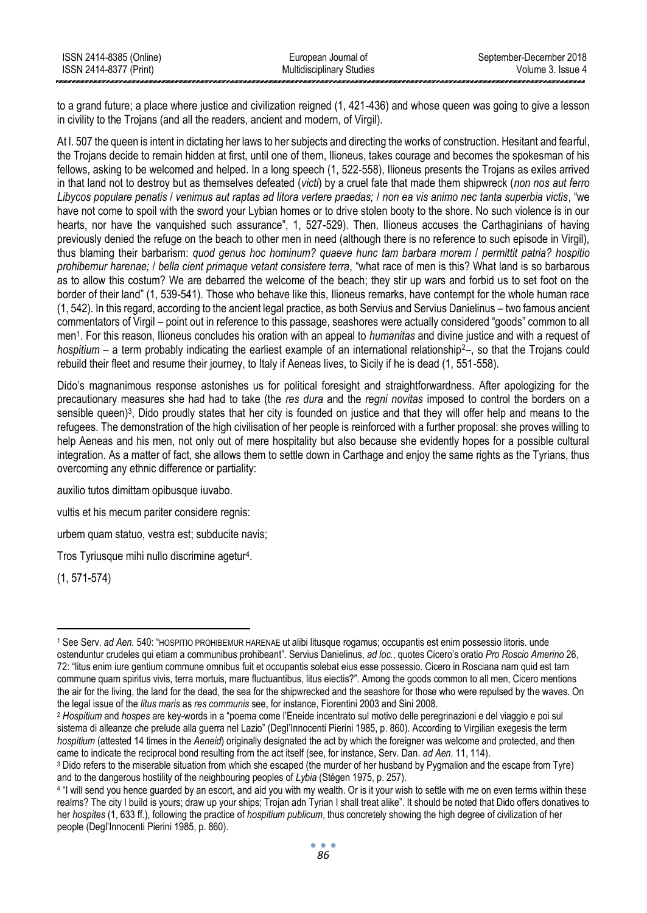to a grand future; a place where justice and civilization reigned (1, 421-436) and whose queen was going to give a lesson in civility to the Trojans (and all the readers, ancient and modern, of Virgil).

At l. 507 the queen is intent in dictating her laws to her subjects and directing the works of construction. Hesitant and fearful, the Trojans decide to remain hidden at first, until one of them, Ilioneus, takes courage and becomes the spokesman of his fellows, asking to be welcomed and helped. In a long speech (1, 522-558), Ilioneus presents the Trojans as exiles arrived in that land not to destroy but as themselves defeated (*victi*) by a cruel fate that made them shipwreck (*non nos aut ferro Libycos populare penatis / venimus aut raptas ad litora vertere praedas; / non ea vis animo nec tanta superbia victis*, "we have not come to spoil with the sword your Lybian homes or to drive stolen booty to the shore. No such violence is in our hearts, nor have the vanquished such assurance", 1, 527-529). Then, Ilioneus accuses the Carthaginians of having previously denied the refuge on the beach to other men in need (although there is no reference to such episode in Virgil), thus blaming their barbarism: *quod genus hoc hominum? quaeve hunc tam barbara morem / permittit patria? hospitio prohibemur harenae; / bella cient primaque vetant consistere terra*, "what race of men is this? What land is so barbarous as to allow this costum? We are debarred the welcome of the beach; they stir up wars and forbid us to set foot on the border of their land" (1, 539-541). Those who behave like this, Ilioneus remarks, have contempt for the whole human race (1, 542). In this regard, according to the ancient legal practice, as both Servius and Servius Danielinus – two famous ancient commentators of Virgil – point out in reference to this passage, seashores were actually considered "goods" common to all men[1]. For this reason, Ilioneus concludes his oration with an appeal to *humanitas* and divine justice and with a request of *hospitium* – a term probably indicating the earliest example of an international relationship[2]–, so that the Trojans could rebuild their fleet and resume their journey, to Italy if Aeneas lives, to Sicily if he is dead (1, 551-558).

Dido's magnanimous response astonishes us for political foresight and straightforwardness. After apologizing for the precautionary measures she had had to take (the *res dura* and the *regni novitas* imposed to control the borders on a sensible queen)[3], Dido proudly states that her city is founded on justice and that they will offer help and means to the refugees. The demonstration of the high civilisation of her people is reinforced with a further proposal: she proves willing to help Aeneas and his men, not only out of mere hospitality but also because she evidently hopes for a possible cultural integration. As a matter of fact, she allows them to settle down in Carthage and enjoy the same rights as the Tyrians, thus overcoming any ethnic difference or partiality:

auxilio tutos dimittam opibusque iuvabo.

vultis et his mecum pariter considere regnis:

urbem quam statuo, vestra est; subducite navis;

Tros Tyriusque mihi nullo discrimine agetur[4].

(1, 571-574)

---

[1] See Serv. *ad Aen*. 540: "HOSPITIO PROHIBEMUR HARENAE ut alibi litusque rogamus; occupantis est enim possessio litoris. unde ostenduntur crudeles qui etiam a communibus prohibeant". Servius Danielinus, *ad loc.*, quotes Cicero's oratio *Pro Roscio Amerino* 26, 72: "litus enim iure gentium commune omnibus fuit et occupantis solebat eius esse possessio. Cicero in Rosciana nam quid est tam commune quam spiritus vivis, terra mortuis, mare fluctuantibus, litus eiectis?". Among the goods common to all men, Cicero mentions the air for the living, the land for the dead, the sea for the shipwrecked and the seashore for those who were repulsed by the waves. On the legal issue of the *litus maris* as *res communis* see, for instance, Fiorentini 2003 and Sini 2008.

[2] *Hospitium* and *hospes* are key-words in a "poema come l'Eneide incentrato sul motivo delle peregrinazioni e del viaggio e poi sul sistema di alleanze che prelude alla guerra nel Lazio" (Degl'Innocenti Pierini 1985, p. 860). According to Virgilian exegesis the term *hospitium* (attested 14 times in the *Aeneid*) originally designated the act by which the foreigner was welcome and protected, and then came to indicate the reciprocal bond resulting from the act itself (see, for instance, Serv. Dan. *ad Aen*. 11, 114).

[3] Dido refers to the miserable situation from which she escaped (the murder of her husband by Pygmalion and the escape from Tyre) and to the dangerous hostility of the neighbouring peoples of *Lybia* (Stégen 1975, p. 257).

[4] "I will send you hence guarded by an escort, and aid you with my wealth. Or is it your wish to settle with me on even terms within these realms? The city I build is yours; draw up your ships; Trojan adn Tyrian I shall treat alike". It should be noted that Dido offers donatives to her *hospites* (1, 633 ff.), following the practice of *hospitium publicum*, thus concretely showing the high degree of civilization of her people (Degl'Innocenti Pierini 1985, p. 860).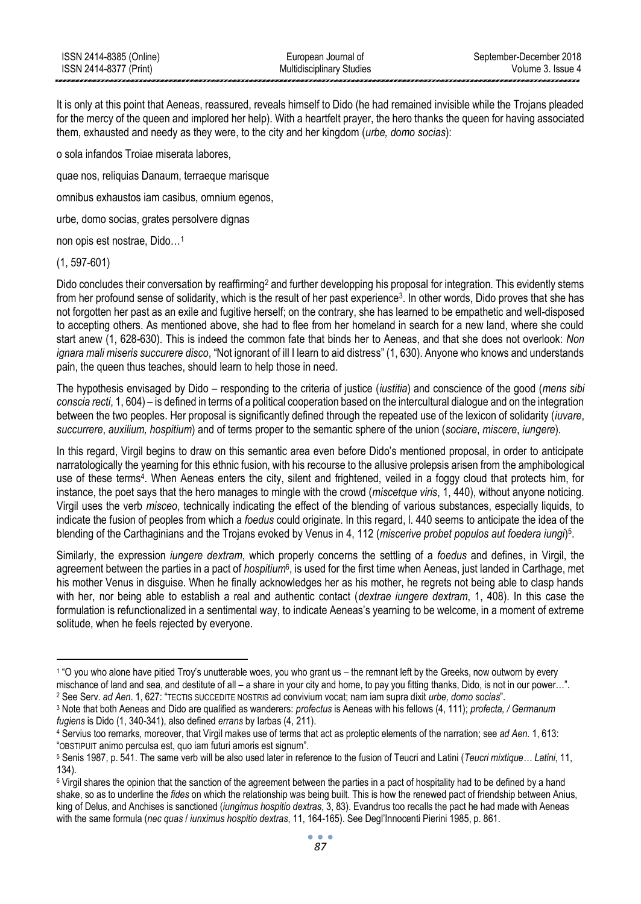It is only at this point that Aeneas, reassured, reveals himself to Dido (he had remained invisible while the Trojans pleaded for the mercy of the queen and implored her help). With a heartfelt prayer, the hero thanks the queen for having associated them, exhausted and needy as they were, to the city and her kingdom (*urbe, domo socias*):

o sola infandos Troiae miserata labores,

quae nos, reliquias Danaum, terraeque marisque

omnibus exhaustos iam casibus, omnium egenos,

urbe, domo socias, grates persolvere dignas

non opis est nostrae, Dido…[1]

(1, 597-601)

Dido concludes their conversation by reaffirming[2] and further developping his proposal for integration. This evidently stems from her profound sense of solidarity, which is the result of her past experience[3]. In other words, Dido proves that she has not forgotten her past as an exile and fugitive herself; on the contrary, she has learned to be empathetic and well-disposed to accepting others. As mentioned above, she had to flee from her homeland in search for a new land, where she could start anew (1, 628-630). This is indeed the common fate that binds her to Aeneas, and that she does not overlook: *Non ignara mali miseris succurere disco*, "Not ignorant of ill I learn to aid distress" (1, 630). Anyone who knows and understands pain, the queen thus teaches, should learn to help those in need.

The hypothesis envisaged by Dido – responding to the criteria of justice (*iustitia*) and conscience of the good (*mens sibi conscia recti*, 1, 604) – is defined in terms of a political cooperation based on the intercultural dialogue and on the integration between the two peoples. Her proposal is significantly defined through the repeated use of the lexicon of solidarity (*iuvare*, *succurrere*, *auxilium, hospitium*) and of terms proper to the semantic sphere of the union (*sociare*, *miscere*, *iungere*).

In this regard, Virgil begins to draw on this semantic area even before Dido's mentioned proposal, in order to anticipate narratologically the yearning for this ethnic fusion, with his recourse to the allusive prolepsis arisen from the amphibological use of these terms[4]. When Aeneas enters the city, silent and frightened, veiled in a foggy cloud that protects him, for instance, the poet says that the hero manages to mingle with the crowd (*miscetque viris*, 1, 440), without anyone noticing. Virgil uses the verb *misceo*, technically indicating the effect of the blending of various substances, especially liquids, to indicate the fusion of peoples from which a *foedus* could originate. In this regard, l. 440 seems to anticipate the idea of the blending of the Carthaginians and the Trojans evoked by Venus in 4, 112 (*miscerive probet populos aut foedera iungi*)[5].

Similarly, the expression *iungere dextram*, which properly concerns the settling of a *foedus* and defines, in Virgil, the agreement between the parties in a pact of *hospitium*[6], is used for the first time when Aeneas, just landed in Carthage, met his mother Venus in disguise. When he finally acknowledges her as his mother, he regrets not being able to clasp hands with her, nor being able to establish a real and authentic contact (*dextrae iungere dextram*, 1, 408). In this case the formulation is refunctionalized in a sentimental way, to indicate Aeneas's yearning to be welcome, in a moment of extreme solitude, when he feels rejected by everyone.

---

[1] "O you who alone have pitied Troy's unutterable woes, you who grant us – the remnant left by the Greeks, now outworn by every mischance of land and sea, and destitute of all – a share in your city and home, to pay you fitting thanks, Dido, is not in our power…".

[2] See Serv. *ad Aen*. 1, 627: "TECTIS SUCCEDITE NOSTRIS ad convivium vocat; nam iam supra dixit *urbe, domo socias*".

[3] Note that both Aeneas and Dido are qualified as wanderers: *profectus* is Aeneas with his fellows (4, 111); *profecta, / Germanum fugiens* is Dido (1, 340-341), also defined *errans* by Iarbas (4, 211).

[4] Servius too remarks, moreover, that Virgil makes use of terms that act as proleptic elements of the narration; see *ad Aen.* 1, 613: "OBSTIPUIT animo perculsa est, quo iam futuri amoris est signum".

[5] Senis 1987, p. 541. The same verb will be also used later in reference to the fusion of Teucri and Latini (*Teucri mixtique… Latini*, 11, 134).

[6] Virgil shares the opinion that the sanction of the agreement between the parties in a pact of hospitality had to be defined by a hand shake, so as to underline the *fides* on which the relationship was being built. This is how the renewed pact of friendship between Anius, king of Delus, and Anchises is sanctioned (*iungimus hospitio dextras*, 3, 83). Evandrus too recalls the pact he had made with Aeneas with the same formula (*nec quas / iunximus hospitio dextras*, 11, 164-165). See Degl'Innocenti Pierini 1985, p. 861.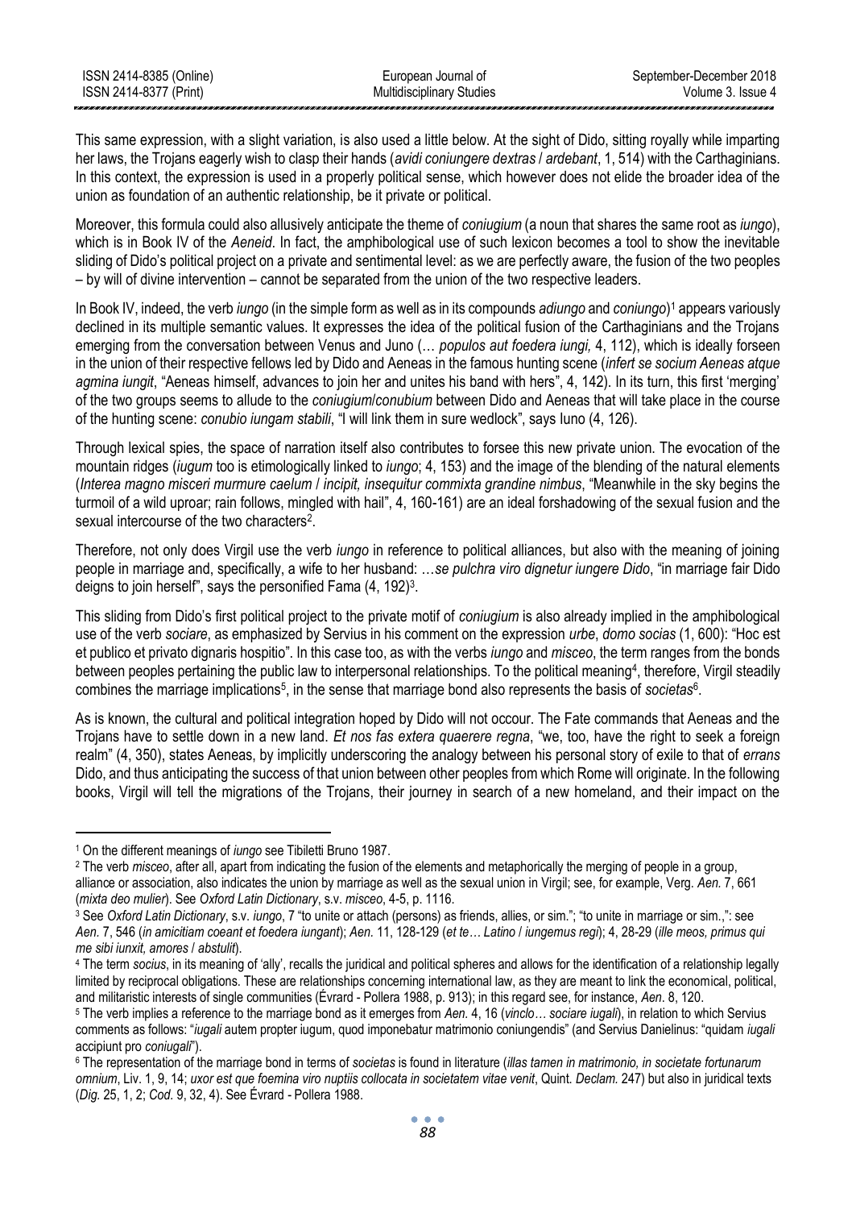This same expression, with a slight variation, is also used a little below. At the sight of Dido, sitting royally while imparting her laws, the Trojans eagerly wish to clasp their hands (*avidi coniungere dextras* / *ardebant*, 1, 514) with the Carthaginians. In this context, the expression is used in a properly political sense, which however does not elide the broader idea of the union as foundation of an authentic relationship, be it private or political.

Moreover, this formula could also allusively anticipate the theme of *coniugium* (a noun that shares the same root as *iungo*), which is in Book IV of the *Aeneid*. In fact, the amphibological use of such lexicon becomes a tool to show the inevitable sliding of Dido's political project on a private and sentimental level: as we are perfectly aware, the fusion of the two peoples – by will of divine intervention – cannot be separated from the union of the two respective leaders.

In Book IV, indeed, the verb *iungo* (in the simple form as well as in its compounds *adiungo* and *coniungo*)[1] appears variously declined in its multiple semantic values. It expresses the idea of the political fusion of the Carthaginians and the Trojans emerging from the conversation between Venus and Juno (… *populos aut foedera iungi,* 4, 112), which is ideally forseen in the union of their respective fellows led by Dido and Aeneas in the famous hunting scene (*infert se socium Aeneas atque agmina iungit*, "Aeneas himself, advances to join her and unites his band with hers", 4, 142). In its turn, this first 'merging' of the two groups seems to allude to the *coniugium*/*conubium* between Dido and Aeneas that will take place in the course of the hunting scene: *conubio iungam stabili*, "I will link them in sure wedlock", says Iuno (4, 126).

Through lexical spies, the space of narration itself also contributes to forsee this new private union. The evocation of the mountain ridges (*iugum* too is etimologically linked to *iungo*; 4, 153) and the image of the blending of the natural elements (*Interea magno misceri murmure caelum* / *incipit, insequitur commixta grandine nimbus*, "Meanwhile in the sky begins the turmoil of a wild uproar; rain follows, mingled with hail", 4, 160-161) are an ideal forshadowing of the sexual fusion and the sexual intercourse of the two characters[2].

Therefore, not only does Virgil use the verb *iungo* in reference to political alliances, but also with the meaning of joining people in marriage and, specifically, a wife to her husband: …*se pulchra viro dignetur iungere Dido*, "in marriage fair Dido deigns to join herself", says the personified Fama (4, 192)[3].

This sliding from Dido's first political project to the private motif of *coniugium* is also already implied in the amphibological use of the verb *sociare*, as emphasized by Servius in his comment on the expression *urbe*, *domo socias* (1, 600): "Hoc est et publico et privato dignaris hospitio". In this case too, as with the verbs *iungo* and *misceo*, the term ranges from the bonds between peoples pertaining the public law to interpersonal relationships. To the political meaning[4], therefore, Virgil steadily combines the marriage implications[5], in the sense that marriage bond also represents the basis of *societas*[6].

As is known, the cultural and political integration hoped by Dido will not occour. The Fate commands that Aeneas and the Trojans have to settle down in a new land. *Et nos fas extera quaerere regna*, "we, too, have the right to seek a foreign realm" (4, 350), states Aeneas, by implicitly underscoring the analogy between his personal story of exile to that of *errans* Dido, and thus anticipating the success of that union between other peoples from which Rome will originate. In the following books, Virgil will tell the migrations of the Trojans, their journey in search of a new homeland, and their impact on the

---

[1] On the different meanings of *iungo* see Tibiletti Bruno 1987.

[2] The verb *misceo*, after all, apart from indicating the fusion of the elements and metaphorically the merging of people in a group, alliance or association, also indicates the union by marriage as well as the sexual union in Virgil; see, for example, Verg. *Aen.* 7, 661 (*mixta deo mulier*). See *Oxford Latin Dictionary*, s.v. *misceo*, 4-5, p. 1116.

[3] See *Oxford Latin Dictionary*, s.v. *iungo*, 7 "to unite or attach (persons) as friends, allies, or sim."; "to unite in marriage or sim.,": see *Aen.* 7, 546 (*in amicitiam coeant et foedera iungant*); *Aen.* 11, 128-129 (*et te… Latino* / *iungemus regi*); 4, 28-29 (*ille meos, primus qui me sibi iunxit, amores* / *abstulit*).

[4] The term *socius*, in its meaning of 'ally', recalls the juridical and political spheres and allows for the identification of a relationship legally limited by reciprocal obligations. These are relationships concerning international law, as they are meant to link the economical, political, and militaristic interests of single communities (Évrard - Pollera 1988, p. 913); in this regard see, for instance, *Aen*. 8, 120.

[5] The verb implies a reference to the marriage bond as it emerges from *Aen*. 4, 16 (*vinclo… sociare iugali*), in relation to which Servius comments as follows: "*iugali* autem propter iugum, quod imponebatur matrimonio coniungendis" (and Servius Danielinus: "quidam *iugali* accipiunt pro *coniugali*").

[6] The representation of the marriage bond in terms of *societas* is found in literature (*illas tamen in matrimonio, in societate fortunarum omnium*, Liv. 1, 9, 14; *uxor est que foemina viro nuptiis collocata in societatem vitae venit*, Quint. *Declam*. 247) but also in juridical texts (*Dig*. 25, 1, 2; *Cod*. 9, 32, 4). See Évrard - Pollera 1988.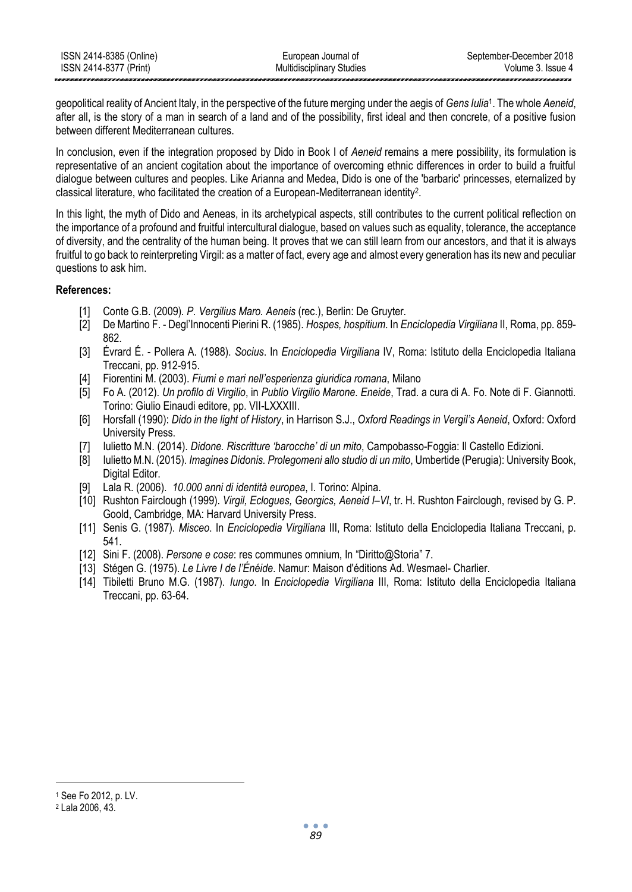geopolitical reality of Ancient Italy, in the perspective of the future merging under the aegis of *Gens Iulia*[1]. The whole *Aeneid*, after all, is the story of a man in search of a land and of the possibility, first ideal and then concrete, of a positive fusion between different Mediterranean cultures.

In conclusion, even if the integration proposed by Dido in Book I of *Aeneid* remains a mere possibility, its formulation is representative of an ancient cogitation about the importance of overcoming ethnic differences in order to build a fruitful dialogue between cultures and peoples. Like Arianna and Medea, Dido is one of the 'barbaric' princesses, eternalized by classical literature, who facilitated the creation of a European-Mediterranean identity[2].

In this light, the myth of Dido and Aeneas, in its archetypical aspects, still contributes to the current political reflection on the importance of a profound and fruitful intercultural dialogue, based on values such as equality, tolerance, the acceptance of diversity, and the centrality of the human being. It proves that we can still learn from our ancestors, and that it is always fruitful to go back to reinterpreting Virgil: as a matter of fact, every age and almost every generation has its new and peculiar questions to ask him.

**References:**

[1] Conte G.B. (2009). *P. Vergilius Maro. Aeneis* (rec.), Berlin: De Gruyter.

[2] De Martino F. - Degl'Innocenti Pierini R. (1985). *Hospes, hospitium*. In *Enciclopedia Virgiliana* II, Roma, pp. 859-862.

[3] Évrard É. - Pollera A. (1988). *Socius*. In *Enciclopedia Virgiliana* IV, Roma: Istituto della Enciclopedia Italiana Treccani, pp. 912-915.

[4] Fiorentini M. (2003). *Fiumi e mari nell'esperienza giuridica romana*, Milano

[5] Fo A. (2012). *Un profilo di Virgilio*, in *Publio Virgilio Marone. Eneide*, Trad. a cura di A. Fo. Note di F. Giannotti. Torino: Giulio Einaudi editore, pp. VII-LXXXIII.

[6] Horsfall (1990): *Dido in the light of History*, in Harrison S.J., *Oxford Readings in Vergil's Aeneid*, Oxford: Oxford University Press.

[7] Iulietto M.N. (2014). *Didone. Riscritture 'barocche' di un mito*, Campobasso-Foggia: Il Castello Edizioni.

[8] Iulietto M.N. (2015). *Imagines Didonis. Prolegomeni allo studio di un mito*, Umbertide (Perugia): University Book, Digital Editor.

[9] Lala R. (2006). *10.000 anni di identità europea*, I. Torino: Alpina.

[10] Rushton Fairclough (1999). *Virgil, Eclogues, Georgics, Aeneid I–VI*, tr. H. Rushton Fairclough, revised by G. P. Goold, Cambridge, MA: Harvard University Press.

[11] Senis G. (1987). *Misceo*. In *Enciclopedia Virgiliana* III, Roma: Istituto della Enciclopedia Italiana Treccani, p. 541.

[12] Sini F. (2008). *Persone e cose*: res communes omnium, In "Diritto@Storia" 7.

[13] Stégen G. (1975). *Le Livre I de l'Énéide*. Namur: Maison d'éditions Ad. Wesmael- Charlier.

[14] Tibiletti Bruno M.G. (1987). *Iungo*. In *Enciclopedia Virgiliana* III, Roma: Istituto della Enciclopedia Italiana Treccani, pp. 63-64.

---

[1] See Fo 2012, p. LV.

[2] Lala 2006, 43.